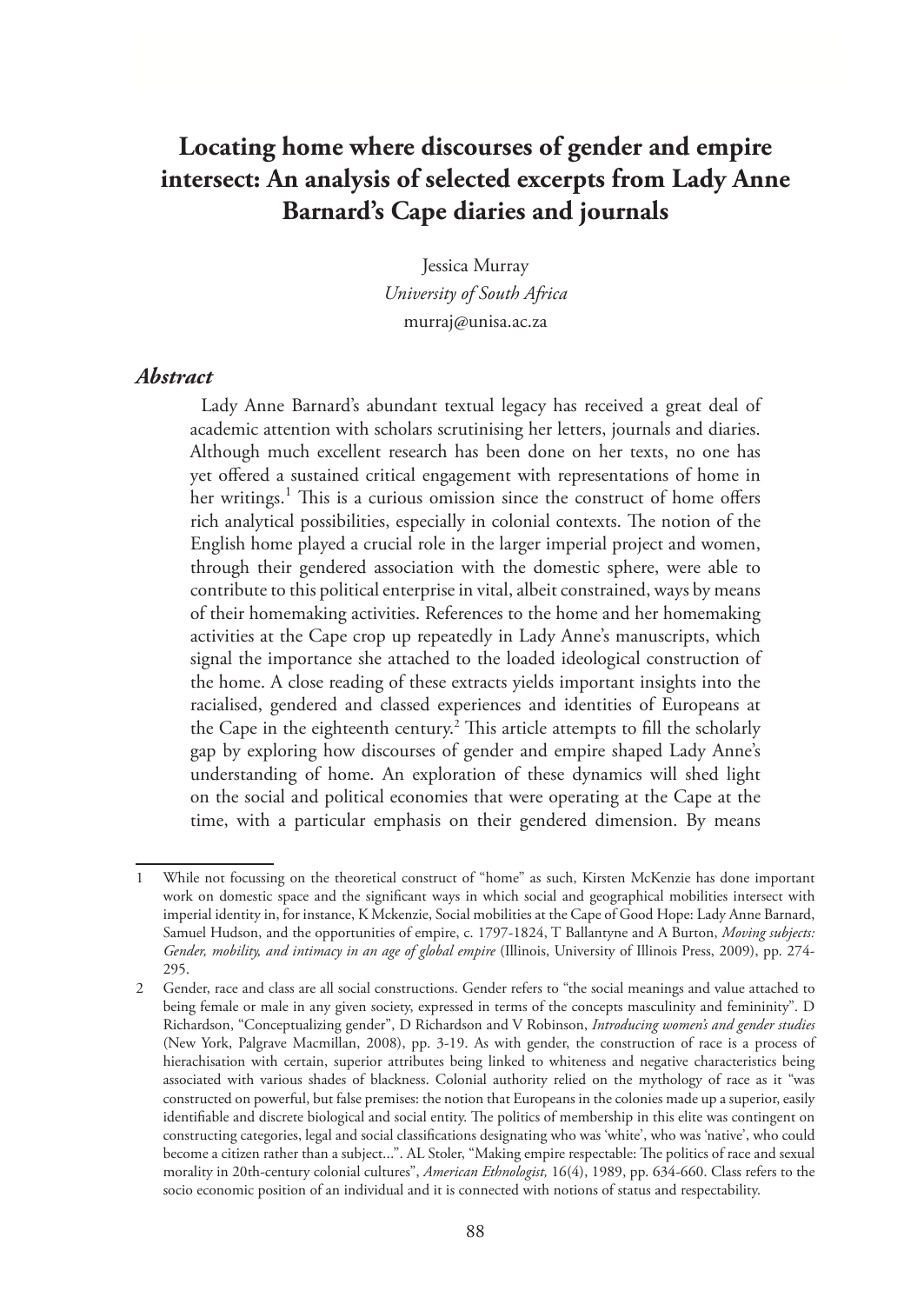# Locating home where discourses of gender and empire intersect: An analysis of selected excerpts from Lady Anne Barnard's Cape diaries and journals

Jessica Murray
*University of South Africa*
murraj@unisa.ac.za

## *Abstract*

Lady Anne Barnard's abundant textual legacy has received a great deal of academic attention with scholars scrutinising her letters, journals and diaries. Although much excellent research has been done on her texts, no one has yet offered a sustained critical engagement with representations of home in her writings.[1] This is a curious omission since the construct of home offers rich analytical possibilities, especially in colonial contexts. The notion of the English home played a crucial role in the larger imperial project and women, through their gendered association with the domestic sphere, were able to contribute to this political enterprise in vital, albeit constrained, ways by means of their homemaking activities. References to the home and her homemaking activities at the Cape crop up repeatedly in Lady Anne's manuscripts, which signal the importance she attached to the loaded ideological construction of the home. A close reading of these extracts yields important insights into the racialised, gendered and classed experiences and identities of Europeans at the Cape in the eighteenth century.[2] This article attempts to fill the scholarly gap by exploring how discourses of gender and empire shaped Lady Anne's understanding of home. An exploration of these dynamics will shed light on the social and political economies that were operating at the Cape at the time, with a particular emphasis on their gendered dimension. By means

---

1 While not focussing on the theoretical construct of "home" as such, Kirsten McKenzie has done important work on domestic space and the significant ways in which social and geographical mobilities intersect with imperial identity in, for instance, K Mckenzie, Social mobilities at the Cape of Good Hope: Lady Anne Barnard, Samuel Hudson, and the opportunities of empire, c. 1797-1824, T Ballantyne and A Burton, *Moving subjects: Gender, mobility, and intimacy in an age of global empire* (Illinois, University of Illinois Press, 2009), pp. 274-295.

2 Gender, race and class are all social constructions. Gender refers to "the social meanings and value attached to being female or male in any given society, expressed in terms of the concepts masculinity and femininity". D Richardson, "Conceptualizing gender", D Richardson and V Robinson, *Introducing women's and gender studies* (New York, Palgrave Macmillan, 2008), pp. 3-19. As with gender, the construction of race is a process of hierachisation with certain, superior attributes being linked to whiteness and negative characteristics being associated with various shades of blackness. Colonial authority relied on the mythology of race as it "was constructed on powerful, but false premises: the notion that Europeans in the colonies made up a superior, easily identifiable and discrete biological and social entity. The politics of membership in this elite was contingent on constructing categories, legal and social classifications designating who was 'white', who was 'native', who could become a citizen rather than a subject...". AL Stoler, "Making empire respectable: The politics of race and sexual morality in 20th-century colonial cultures", *American Ethnologist,* 16(4), 1989, pp. 634-660. Class refers to the socio economic position of an individual and it is connected with notions of status and respectability.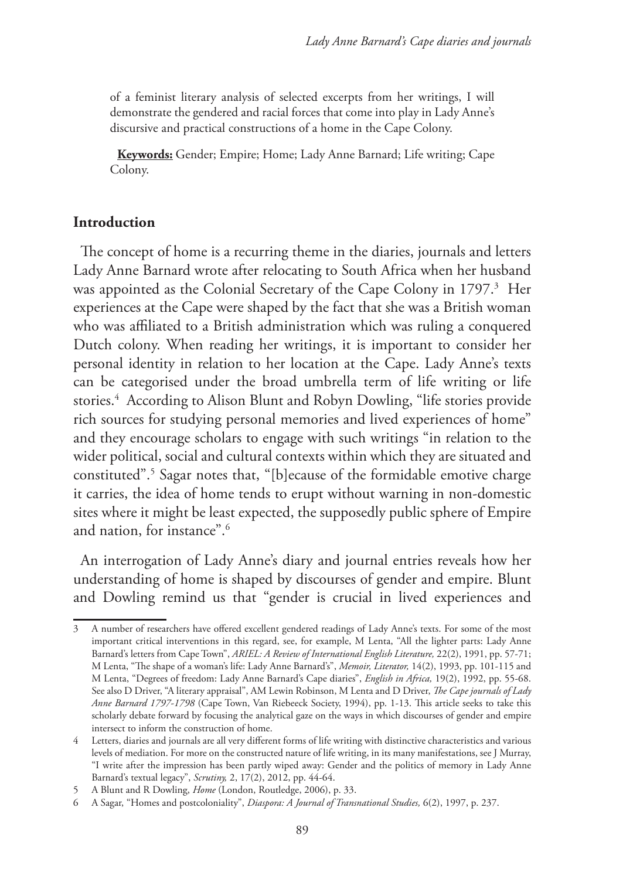of a feminist literary analysis of selected excerpts from her writings, I will demonstrate the gendered and racial forces that come into play in Lady Anne's discursive and practical constructions of a home in the Cape Colony.

**Keywords:** Gender; Empire; Home; Lady Anne Barnard; Life writing; Cape Colony.

## Introduction

The concept of home is a recurring theme in the diaries, journals and letters Lady Anne Barnard wrote after relocating to South Africa when her husband was appointed as the Colonial Secretary of the Cape Colony in 1797.[3] Her experiences at the Cape were shaped by the fact that she was a British woman who was affiliated to a British administration which was ruling a conquered Dutch colony. When reading her writings, it is important to consider her personal identity in relation to her location at the Cape. Lady Anne's texts can be categorised under the broad umbrella term of life writing or life stories.[4] According to Alison Blunt and Robyn Dowling, "life stories provide rich sources for studying personal memories and lived experiences of home" and they encourage scholars to engage with such writings "in relation to the wider political, social and cultural contexts within which they are situated and constituted".[5] Sagar notes that, "[b]ecause of the formidable emotive charge it carries, the idea of home tends to erupt without warning in non-domestic sites where it might be least expected, the supposedly public sphere of Empire and nation, for instance".[6]

An interrogation of Lady Anne's diary and journal entries reveals how her understanding of home is shaped by discourses of gender and empire. Blunt and Dowling remind us that "gender is crucial in lived experiences and

---

3 A number of researchers have offered excellent gendered readings of Lady Anne's texts. For some of the most important critical interventions in this regard, see, for example, M Lenta, "All the lighter parts: Lady Anne Barnard's letters from Cape Town", *ARIEL: A Review of International English Literature,* 22(2), 1991, pp. 57-71; M Lenta, "The shape of a woman's life: Lady Anne Barnard's", *Memoir, Literator,* 14(2), 1993, pp. 101-115 and M Lenta, "Degrees of freedom: Lady Anne Barnard's Cape diaries", *English in Africa,* 19(2), 1992, pp. 55-68. See also D Driver, "A literary appraisal", AM Lewin Robinson, M Lenta and D Driver, *The Cape journals of Lady Anne Barnard 1797-1798* (Cape Town, Van Riebeeck Society, 1994), pp. 1-13. This article seeks to take this scholarly debate forward by focusing the analytical gaze on the ways in which discourses of gender and empire intersect to inform the construction of home.

4 Letters, diaries and journals are all very different forms of life writing with distinctive characteristics and various levels of mediation. For more on the constructed nature of life writing, in its many manifestations, see J Murray, "I write after the impression has been partly wiped away: Gender and the politics of memory in Lady Anne Barnard's textual legacy", *Scrutiny,* 2, 17(2), 2012, pp. 44-64.

5 A Blunt and R Dowling, *Home* (London, Routledge, 2006), p. 33.

6 A Sagar, "Homes and postcoloniality", *Diaspora: A Journal of Transnational Studies,* 6(2), 1997, p. 237.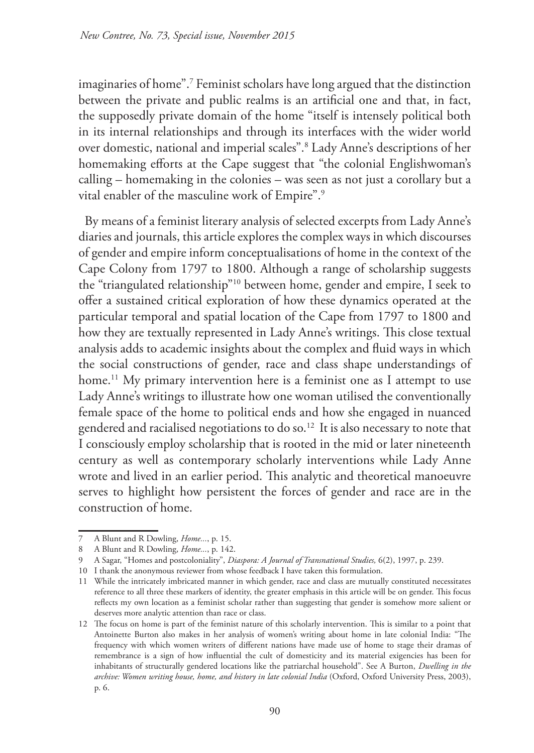imaginaries of home".[7] Feminist scholars have long argued that the distinction between the private and public realms is an artificial one and that, in fact, the supposedly private domain of the home "itself is intensely political both in its internal relationships and through its interfaces with the wider world over domestic, national and imperial scales".[8] Lady Anne's descriptions of her homemaking efforts at the Cape suggest that "the colonial Englishwoman's calling – homemaking in the colonies – was seen as not just a corollary but a vital enabler of the masculine work of Empire".[9]

By means of a feminist literary analysis of selected excerpts from Lady Anne's diaries and journals, this article explores the complex ways in which discourses of gender and empire inform conceptualisations of home in the context of the Cape Colony from 1797 to 1800. Although a range of scholarship suggests the "triangulated relationship"[10] between home, gender and empire, I seek to offer a sustained critical exploration of how these dynamics operated at the particular temporal and spatial location of the Cape from 1797 to 1800 and how they are textually represented in Lady Anne's writings. This close textual analysis adds to academic insights about the complex and fluid ways in which the social constructions of gender, race and class shape understandings of home.[11] My primary intervention here is a feminist one as I attempt to use Lady Anne's writings to illustrate how one woman utilised the conventionally female space of the home to political ends and how she engaged in nuanced gendered and racialised negotiations to do so.[12] It is also necessary to note that I consciously employ scholarship that is rooted in the mid or later nineteenth century as well as contemporary scholarly interventions while Lady Anne wrote and lived in an earlier period. This analytic and theoretical manoeuvre serves to highlight how persistent the forces of gender and race are in the construction of home.

---

7 A Blunt and R Dowling, *Home...*, p. 15.

8 A Blunt and R Dowling, *Home...*, p. 142.

9 A Sagar, "Homes and postcoloniality", *Diaspora: A Journal of Transnational Studies,* 6(2), 1997, p. 239.

10 I thank the anonymous reviewer from whose feedback I have taken this formulation.

11 While the intricately imbricated manner in which gender, race and class are mutually constituted necessitates reference to all three these markers of identity, the greater emphasis in this article will be on gender. This focus reflects my own location as a feminist scholar rather than suggesting that gender is somehow more salient or deserves more analytic attention than race or class.

12 The focus on home is part of the feminist nature of this scholarly intervention. This is similar to a point that Antoinette Burton also makes in her analysis of women's writing about home in late colonial India: "The frequency with which women writers of different nations have made use of home to stage their dramas of remembrance is a sign of how influential the cult of domesticity and its material exigencies has been for inhabitants of structurally gendered locations like the patriarchal household". See A Burton, *Dwelling in the archive: Women writing house, home, and history in late colonial India* (Oxford, Oxford University Press, 2003), p. 6.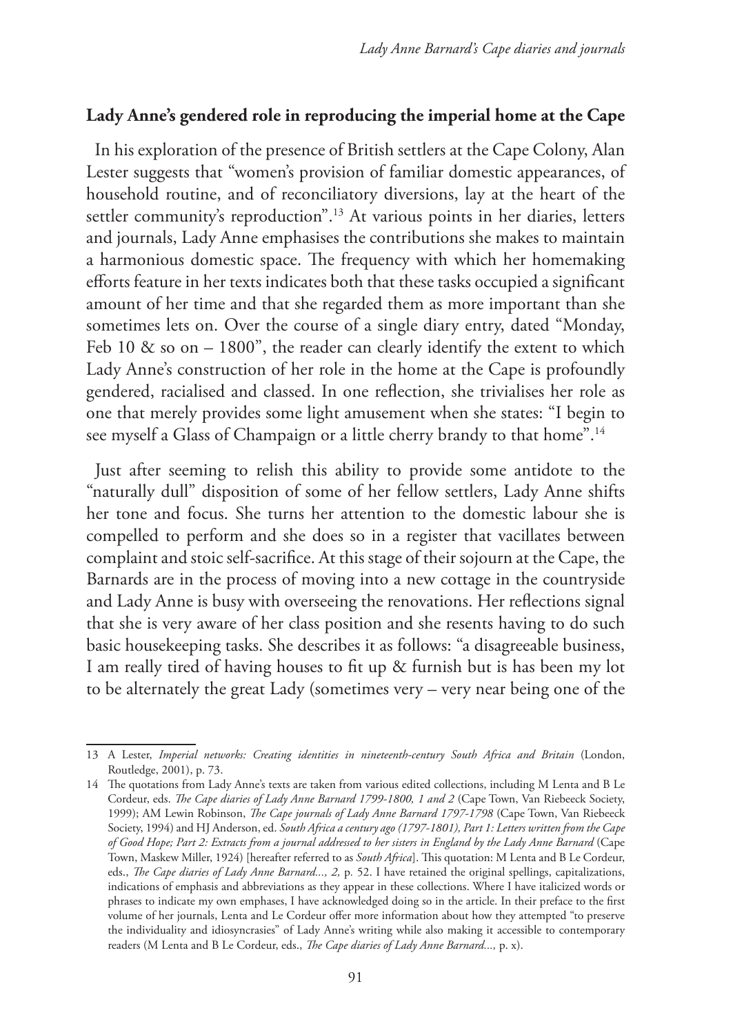### Lady Anne's gendered role in reproducing the imperial home at the Cape

In his exploration of the presence of British settlers at the Cape Colony, Alan Lester suggests that "women's provision of familiar domestic appearances, of household routine, and of reconciliatory diversions, lay at the heart of the settler community's reproduction".[13] At various points in her diaries, letters and journals, Lady Anne emphasises the contributions she makes to maintain a harmonious domestic space. The frequency with which her homemaking efforts feature in her texts indicates both that these tasks occupied a significant amount of her time and that she regarded them as more important than she sometimes lets on. Over the course of a single diary entry, dated "Monday, Feb 10 & so on – 1800", the reader can clearly identify the extent to which Lady Anne's construction of her role in the home at the Cape is profoundly gendered, racialised and classed. In one reflection, she trivialises her role as one that merely provides some light amusement when she states: "I begin to see myself a Glass of Champaign or a little cherry brandy to that home".[14]

Just after seeming to relish this ability to provide some antidote to the "naturally dull" disposition of some of her fellow settlers, Lady Anne shifts her tone and focus. She turns her attention to the domestic labour she is compelled to perform and she does so in a register that vacillates between complaint and stoic self-sacrifice. At this stage of their sojourn at the Cape, the Barnards are in the process of moving into a new cottage in the countryside and Lady Anne is busy with overseeing the renovations. Her reflections signal that she is very aware of her class position and she resents having to do such basic housekeeping tasks. She describes it as follows: "a disagreeable business, I am really tired of having houses to fit up & furnish but is has been my lot to be alternately the great Lady (sometimes very – very near being one of the

---

13 A Lester, *Imperial networks: Creating identities in nineteenth-century South Africa and Britain* (London, Routledge, 2001), p. 73.

14 The quotations from Lady Anne's texts are taken from various edited collections, including M Lenta and B Le Cordeur, eds. *The Cape diaries of Lady Anne Barnard 1799-1800, 1 and 2* (Cape Town, Van Riebeeck Society, 1999); AM Lewin Robinson, *The Cape journals of Lady Anne Barnard 1797-1798* (Cape Town, Van Riebeeck Society, 1994) and HJ Anderson, ed. *South Africa a century ago (1797-1801), Part 1: Letters written from the Cape of Good Hope; Part 2: Extracts from a journal addressed to her sisters in England by the Lady Anne Barnard* (Cape Town, Maskew Miller, 1924) [hereafter referred to as *South Africa*]. This quotation: M Lenta and B Le Cordeur, eds., *The Cape diaries of Lady Anne Barnard..., 2,* p. 52. I have retained the original spellings, capitalizations, indications of emphasis and abbreviations as they appear in these collections. Where I have italicized words or phrases to indicate my own emphases, I have acknowledged doing so in the article. In their preface to the first volume of her journals, Lenta and Le Cordeur offer more information about how they attempted "to preserve the individuality and idiosyncrasies" of Lady Anne's writing while also making it accessible to contemporary readers (M Lenta and B Le Cordeur, eds., *The Cape diaries of Lady Anne Barnard...,* p. x).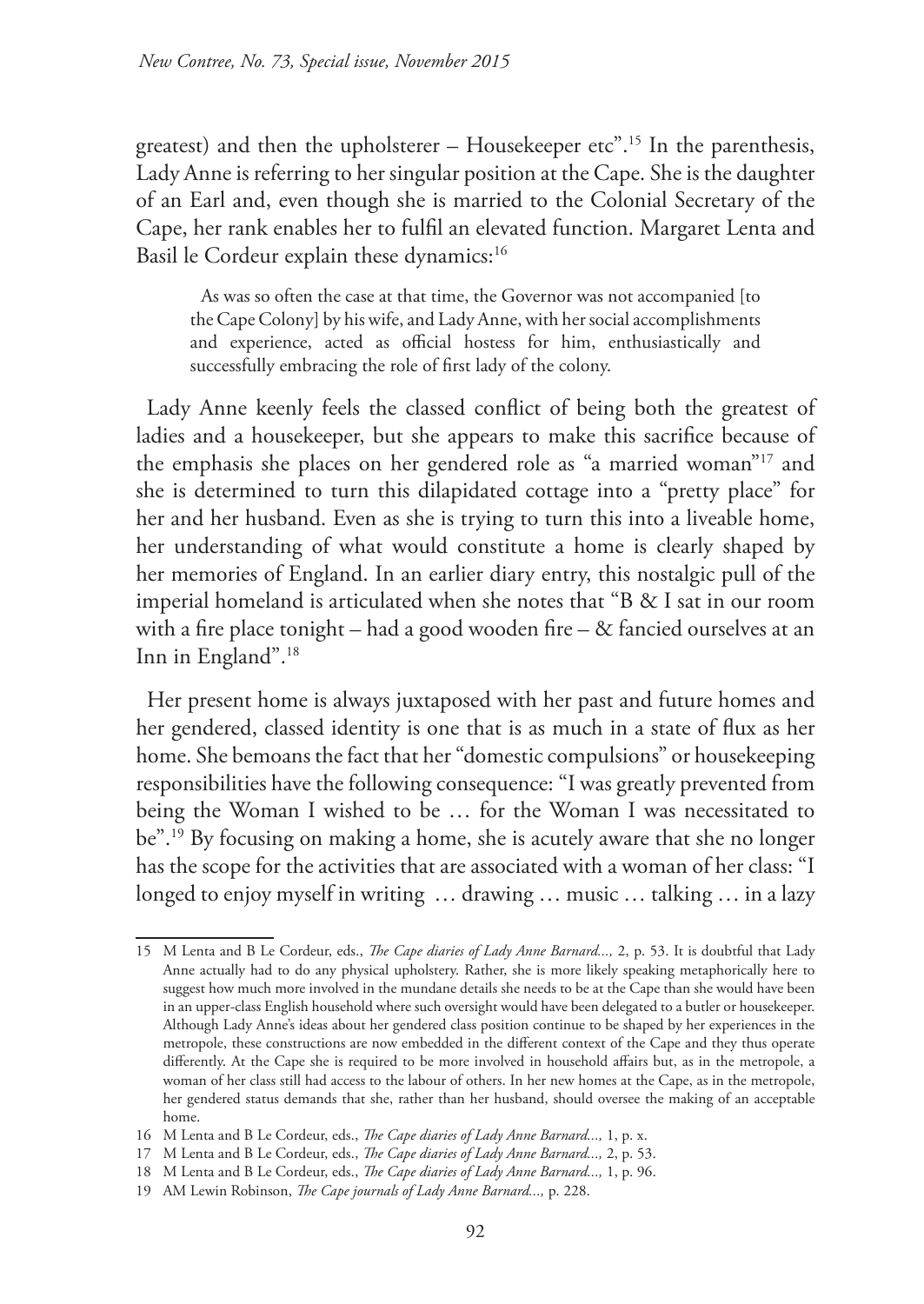greatest) and then the upholsterer – Housekeeper etc".[15] In the parenthesis, Lady Anne is referring to her singular position at the Cape. She is the daughter of an Earl and, even though she is married to the Colonial Secretary of the Cape, her rank enables her to fulfil an elevated function. Margaret Lenta and Basil le Cordeur explain these dynamics:[16]

> As was so often the case at that time, the Governor was not accompanied [to the Cape Colony] by his wife, and Lady Anne, with her social accomplishments and experience, acted as official hostess for him, enthusiastically and successfully embracing the role of first lady of the colony.

Lady Anne keenly feels the classed conflict of being both the greatest of ladies and a housekeeper, but she appears to make this sacrifice because of the emphasis she places on her gendered role as "a married woman"[17] and she is determined to turn this dilapidated cottage into a "pretty place" for her and her husband. Even as she is trying to turn this into a liveable home, her understanding of what would constitute a home is clearly shaped by her memories of England. In an earlier diary entry, this nostalgic pull of the imperial homeland is articulated when she notes that "B & I sat in our room with a fire place tonight – had a good wooden fire – & fancied ourselves at an Inn in England".[18]

Her present home is always juxtaposed with her past and future homes and her gendered, classed identity is one that is as much in a state of flux as her home. She bemoans the fact that her "domestic compulsions" or housekeeping responsibilities have the following consequence: "I was greatly prevented from being the Woman I wished to be … for the Woman I was necessitated to be".[19] By focusing on making a home, she is acutely aware that she no longer has the scope for the activities that are associated with a woman of her class: "I longed to enjoy myself in writing … drawing … music … talking … in a lazy

---

15 M Lenta and B Le Cordeur, eds., *The Cape diaries of Lady Anne Barnard...,* 2, p. 53. It is doubtful that Lady Anne actually had to do any physical upholstery. Rather, she is more likely speaking metaphorically here to suggest how much more involved in the mundane details she needs to be at the Cape than she would have been in an upper-class English household where such oversight would have been delegated to a butler or housekeeper. Although Lady Anne's ideas about her gendered class position continue to be shaped by her experiences in the metropole, these constructions are now embedded in the different context of the Cape and they thus operate differently. At the Cape she is required to be more involved in household affairs but, as in the metropole, a woman of her class still had access to the labour of others. In her new homes at the Cape, as in the metropole, her gendered status demands that she, rather than her husband, should oversee the making of an acceptable home.

16 M Lenta and B Le Cordeur, eds., *The Cape diaries of Lady Anne Barnard...,* 1, p. x.

17 M Lenta and B Le Cordeur, eds., *The Cape diaries of Lady Anne Barnard...,* 2, p. 53.

18 M Lenta and B Le Cordeur, eds., *The Cape diaries of Lady Anne Barnard...,* 1, p. 96.

19 AM Lewin Robinson, *The Cape journals of Lady Anne Barnard...,* p. 228.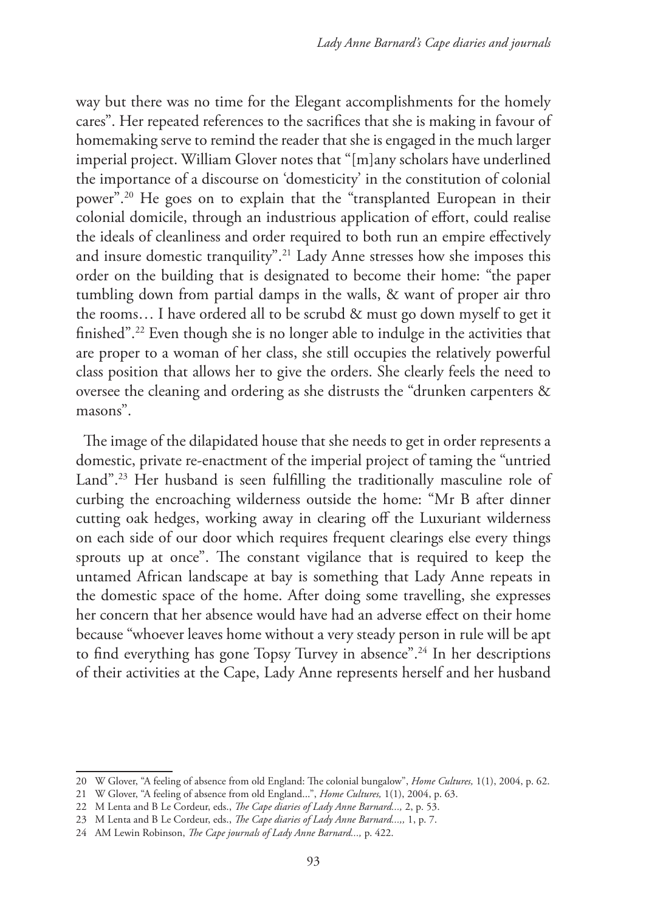way but there was no time for the Elegant accomplishments for the homely cares". Her repeated references to the sacrifices that she is making in favour of homemaking serve to remind the reader that she is engaged in the much larger imperial project. William Glover notes that "[m]any scholars have underlined the importance of a discourse on 'domesticity' in the constitution of colonial power".[20] He goes on to explain that the "transplanted European in their colonial domicile, through an industrious application of effort, could realise the ideals of cleanliness and order required to both run an empire effectively and insure domestic tranquility".[21] Lady Anne stresses how she imposes this order on the building that is designated to become their home: "the paper tumbling down from partial damps in the walls, & want of proper air thro the rooms… I have ordered all to be scrubd & must go down myself to get it finished".[22] Even though she is no longer able to indulge in the activities that are proper to a woman of her class, she still occupies the relatively powerful class position that allows her to give the orders. She clearly feels the need to oversee the cleaning and ordering as she distrusts the "drunken carpenters & masons".

The image of the dilapidated house that she needs to get in order represents a domestic, private re-enactment of the imperial project of taming the "untried Land".[23] Her husband is seen fulfilling the traditionally masculine role of curbing the encroaching wilderness outside the home: "Mr B after dinner cutting oak hedges, working away in clearing off the Luxuriant wilderness on each side of our door which requires frequent clearings else every things sprouts up at once". The constant vigilance that is required to keep the untamed African landscape at bay is something that Lady Anne repeats in the domestic space of the home. After doing some travelling, she expresses her concern that her absence would have had an adverse effect on their home because "whoever leaves home without a very steady person in rule will be apt to find everything has gone Topsy Turvey in absence".[24] In her descriptions of their activities at the Cape, Lady Anne represents herself and her husband

---

20 W Glover, "A feeling of absence from old England: The colonial bungalow", *Home Cultures,* 1(1), 2004, p. 62.

21 W Glover, "A feeling of absence from old England...", *Home Cultures,* 1(1), 2004, p. 63.

22 M Lenta and B Le Cordeur, eds., *The Cape diaries of Lady Anne Barnard...,* 2, p. 53.

23 M Lenta and B Le Cordeur, eds., *The Cape diaries of Lady Anne Barnard...,* 1, p. 7.

24 AM Lewin Robinson, *The Cape journals of Lady Anne Barnard...,* p. 422.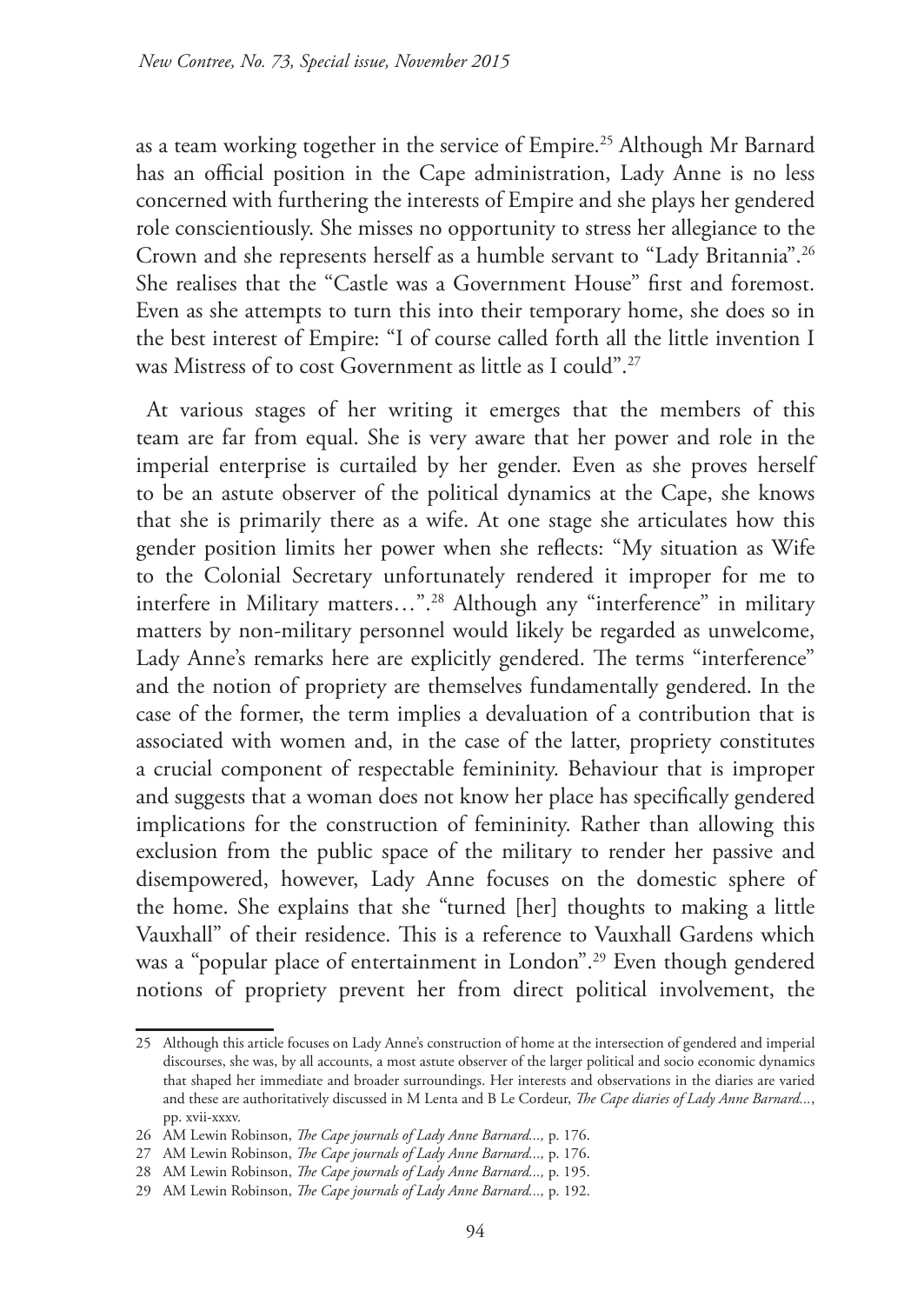as a team working together in the service of Empire.[25] Although Mr Barnard has an official position in the Cape administration, Lady Anne is no less concerned with furthering the interests of Empire and she plays her gendered role conscientiously. She misses no opportunity to stress her allegiance to the Crown and she represents herself as a humble servant to "Lady Britannia".[26] She realises that the "Castle was a Government House" first and foremost. Even as she attempts to turn this into their temporary home, she does so in the best interest of Empire: "I of course called forth all the little invention I was Mistress of to cost Government as little as I could".[27]

At various stages of her writing it emerges that the members of this team are far from equal. She is very aware that her power and role in the imperial enterprise is curtailed by her gender. Even as she proves herself to be an astute observer of the political dynamics at the Cape, she knows that she is primarily there as a wife. At one stage she articulates how this gender position limits her power when she reflects: "My situation as Wife to the Colonial Secretary unfortunately rendered it improper for me to interfere in Military matters…".[28] Although any "interference" in military matters by non-military personnel would likely be regarded as unwelcome, Lady Anne's remarks here are explicitly gendered. The terms "interference" and the notion of propriety are themselves fundamentally gendered. In the case of the former, the term implies a devaluation of a contribution that is associated with women and, in the case of the latter, propriety constitutes a crucial component of respectable femininity. Behaviour that is improper and suggests that a woman does not know her place has specifically gendered implications for the construction of femininity. Rather than allowing this exclusion from the public space of the military to render her passive and disempowered, however, Lady Anne focuses on the domestic sphere of the home. She explains that she "turned [her] thoughts to making a little Vauxhall" of their residence. This is a reference to Vauxhall Gardens which was a "popular place of entertainment in London".[29] Even though gendered notions of propriety prevent her from direct political involvement, the

---

25 Although this article focuses on Lady Anne's construction of home at the intersection of gendered and imperial discourses, she was, by all accounts, a most astute observer of the larger political and socio economic dynamics that shaped her immediate and broader surroundings. Her interests and observations in the diaries are varied and these are authoritatively discussed in M Lenta and B Le Cordeur, *The Cape diaries of Lady Anne Barnard...*, pp. xvii-xxxv.

26 AM Lewin Robinson, *The Cape journals of Lady Anne Barnard...,* p. 176.

27 AM Lewin Robinson, *The Cape journals of Lady Anne Barnard...,* p. 176.

28 AM Lewin Robinson, *The Cape journals of Lady Anne Barnard...,* p. 195.

29 AM Lewin Robinson, *The Cape journals of Lady Anne Barnard...,* p. 192.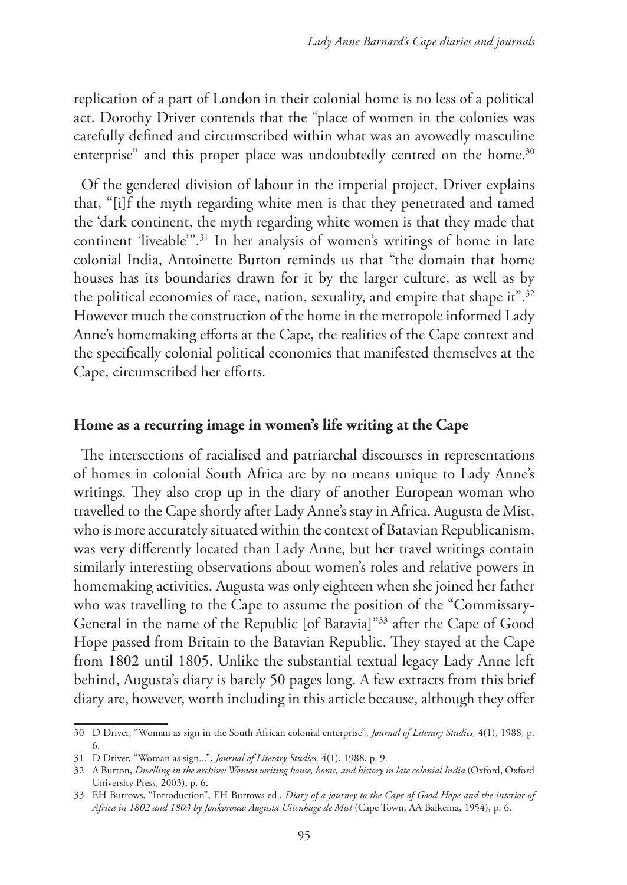replication of a part of London in their colonial home is no less of a political act. Dorothy Driver contends that the "place of women in the colonies was carefully defined and circumscribed within what was an avowedly masculine enterprise" and this proper place was undoubtedly centred on the home.[30]

Of the gendered division of labour in the imperial project, Driver explains that, "[i]f the myth regarding white men is that they penetrated and tamed the 'dark continent, the myth regarding white women is that they made that continent 'liveable'".[31] In her analysis of women's writings of home in late colonial India, Antoinette Burton reminds us that "the domain that home houses has its boundaries drawn for it by the larger culture, as well as by the political economies of race, nation, sexuality, and empire that shape it".[32] However much the construction of the home in the metropole informed Lady Anne's homemaking efforts at the Cape, the realities of the Cape context and the specifically colonial political economies that manifested themselves at the Cape, circumscribed her efforts.

## Home as a recurring image in women's life writing at the Cape

The intersections of racialised and patriarchal discourses in representations of homes in colonial South Africa are by no means unique to Lady Anne's writings. They also crop up in the diary of another European woman who travelled to the Cape shortly after Lady Anne's stay in Africa. Augusta de Mist, who is more accurately situated within the context of Batavian Republicanism, was very differently located than Lady Anne, but her travel writings contain similarly interesting observations about women's roles and relative powers in homemaking activities. Augusta was only eighteen when she joined her father who was travelling to the Cape to assume the position of the "Commissary-General in the name of the Republic [of Batavia]"[33] after the Cape of Good Hope passed from Britain to the Batavian Republic. They stayed at the Cape from 1802 until 1805. Unlike the substantial textual legacy Lady Anne left behind, Augusta's diary is barely 50 pages long. A few extracts from this brief diary are, however, worth including in this article because, although they offer

---

30 D Driver, "Woman as sign in the South African colonial enterprise", *Journal of Literary Studies,* 4(1), 1988, p. 6.

31 D Driver, "Woman as sign...", *Journal of Literary Studies,* 4(1), 1988, p. 9.

32 A Burton, *Dwelling in the archive: Women writing house, home, and history in late colonial India* (Oxford, Oxford University Press, 2003), p. 6.

33 EH Burrows, "Introduction", EH Burrows ed., *Diary of a journey to the Cape of Good Hope and the interior of Africa in 1802 and 1803 by Jonkvrouw Augusta Uitenhage de Mist* (Cape Town, AA Balkema, 1954), p. 6.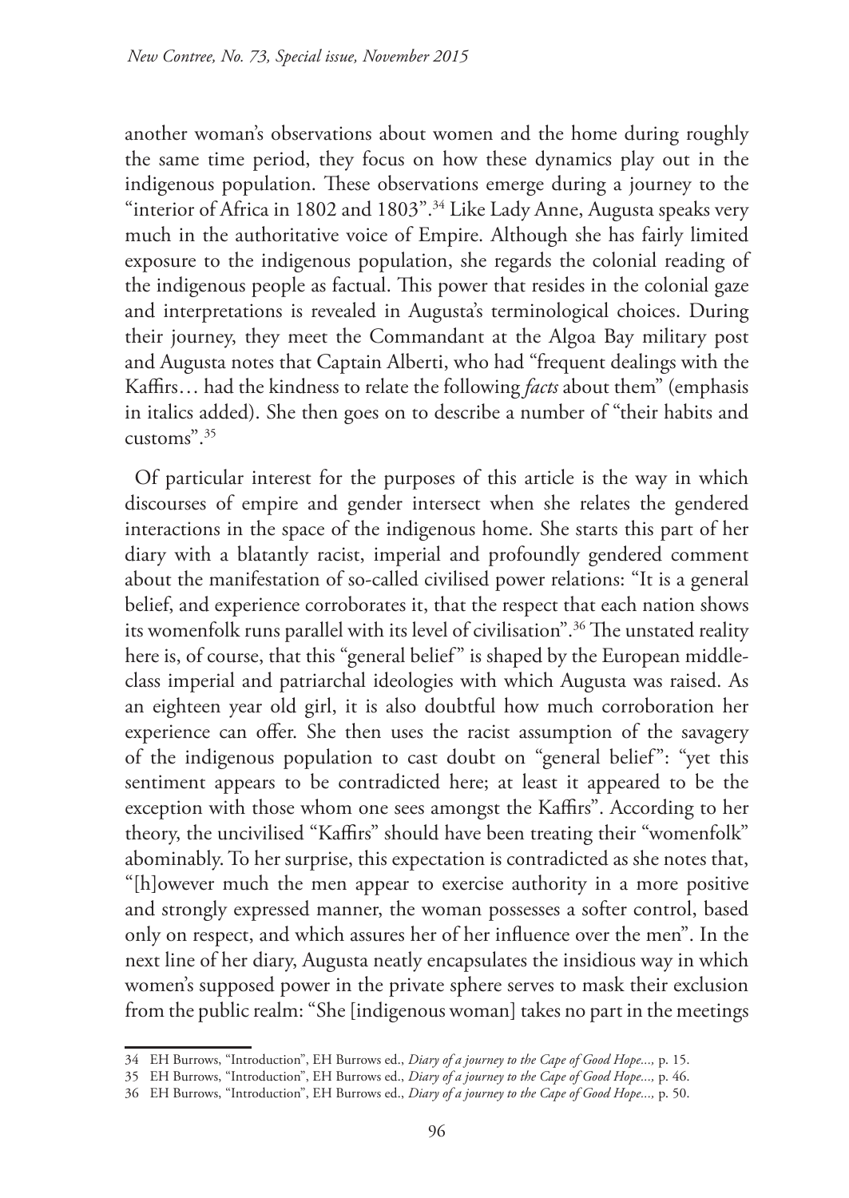another woman's observations about women and the home during roughly the same time period, they focus on how these dynamics play out in the indigenous population. These observations emerge during a journey to the "interior of Africa in 1802 and 1803".[34] Like Lady Anne, Augusta speaks very much in the authoritative voice of Empire. Although she has fairly limited exposure to the indigenous population, she regards the colonial reading of the indigenous people as factual. This power that resides in the colonial gaze and interpretations is revealed in Augusta's terminological choices. During their journey, they meet the Commandant at the Algoa Bay military post and Augusta notes that Captain Alberti, who had "frequent dealings with the Kaffirs… had the kindness to relate the following *facts* about them" (emphasis in italics added). She then goes on to describe a number of "their habits and customs".[35]

Of particular interest for the purposes of this article is the way in which discourses of empire and gender intersect when she relates the gendered interactions in the space of the indigenous home. She starts this part of her diary with a blatantly racist, imperial and profoundly gendered comment about the manifestation of so-called civilised power relations: "It is a general belief, and experience corroborates it, that the respect that each nation shows its womenfolk runs parallel with its level of civilisation".[36] The unstated reality here is, of course, that this "general belief" is shaped by the European middle-class imperial and patriarchal ideologies with which Augusta was raised. As an eighteen year old girl, it is also doubtful how much corroboration her experience can offer. She then uses the racist assumption of the savagery of the indigenous population to cast doubt on "general belief": "yet this sentiment appears to be contradicted here; at least it appeared to be the exception with those whom one sees amongst the Kaffirs". According to her theory, the uncivilised "Kaffirs" should have been treating their "womenfolk" abominably. To her surprise, this expectation is contradicted as she notes that, "[h]owever much the men appear to exercise authority in a more positive and strongly expressed manner, the woman possesses a softer control, based only on respect, and which assures her of her influence over the men". In the next line of her diary, Augusta neatly encapsulates the insidious way in which women's supposed power in the private sphere serves to mask their exclusion from the public realm: "She [indigenous woman] takes no part in the meetings

34 EH Burrows, "Introduction", EH Burrows ed., *Diary of a journey to the Cape of Good Hope...,* p. 15.

35 EH Burrows, "Introduction", EH Burrows ed., *Diary of a journey to the Cape of Good Hope...,* p. 46.

36 EH Burrows, "Introduction", EH Burrows ed., *Diary of a journey to the Cape of Good Hope...,* p. 50.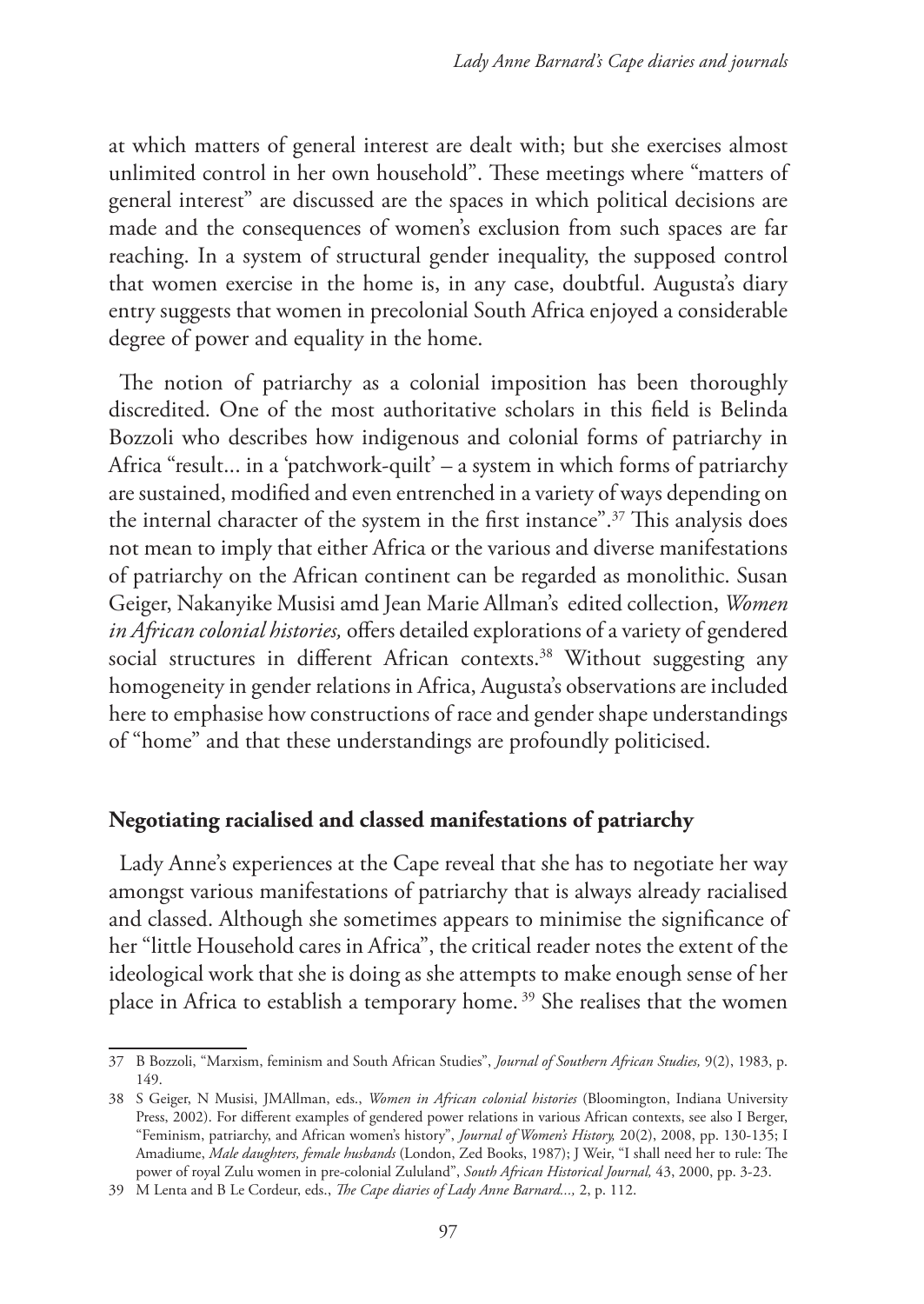at which matters of general interest are dealt with; but she exercises almost unlimited control in her own household". These meetings where "matters of general interest" are discussed are the spaces in which political decisions are made and the consequences of women's exclusion from such spaces are far reaching. In a system of structural gender inequality, the supposed control that women exercise in the home is, in any case, doubtful. Augusta's diary entry suggests that women in precolonial South Africa enjoyed a considerable degree of power and equality in the home.

The notion of patriarchy as a colonial imposition has been thoroughly discredited. One of the most authoritative scholars in this field is Belinda Bozzoli who describes how indigenous and colonial forms of patriarchy in Africa "result... in a 'patchwork-quilt' – a system in which forms of patriarchy are sustained, modified and even entrenched in a variety of ways depending on the internal character of the system in the first instance".[37] This analysis does not mean to imply that either Africa or the various and diverse manifestations of patriarchy on the African continent can be regarded as monolithic. Susan Geiger, Nakanyike Musisi amd Jean Marie Allman's edited collection, *Women in African colonial histories,* offers detailed explorations of a variety of gendered social structures in different African contexts.[38] Without suggesting any homogeneity in gender relations in Africa, Augusta's observations are included here to emphasise how constructions of race and gender shape understandings of "home" and that these understandings are profoundly politicised.

## Negotiating racialised and classed manifestations of patriarchy

Lady Anne's experiences at the Cape reveal that she has to negotiate her way amongst various manifestations of patriarchy that is always already racialised and classed. Although she sometimes appears to minimise the significance of her "little Household cares in Africa", the critical reader notes the extent of the ideological work that she is doing as she attempts to make enough sense of her place in Africa to establish a temporary home.[39] She realises that the women

---

37 B Bozzoli, "Marxism, feminism and South African Studies", *Journal of Southern African Studies,* 9(2), 1983, p. 149.

38 S Geiger, N Musisi, JMAllman, eds., *Women in African colonial histories* (Bloomington, Indiana University Press, 2002). For different examples of gendered power relations in various African contexts, see also I Berger, "Feminism, patriarchy, and African women's history", *Journal of Women's History,* 20(2), 2008, pp. 130-135; I Amadiume, *Male daughters, female husbands* (London, Zed Books, 1987); J Weir, "I shall need her to rule: The power of royal Zulu women in pre-colonial Zululand", *South African Historical Journal,* 43, 2000, pp. 3-23.

39 M Lenta and B Le Cordeur, eds., *The Cape diaries of Lady Anne Barnard...,* 2, p. 112.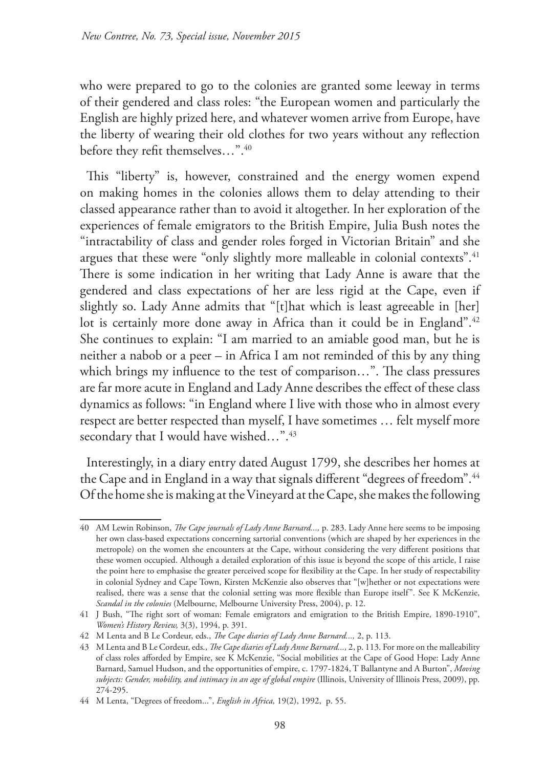who were prepared to go to the colonies are granted some leeway in terms of their gendered and class roles: "the European women and particularly the English are highly prized here, and whatever women arrive from Europe, have the liberty of wearing their old clothes for two years without any reflection before they refit themselves…".[40]

This "liberty" is, however, constrained and the energy women expend on making homes in the colonies allows them to delay attending to their classed appearance rather than to avoid it altogether. In her exploration of the experiences of female emigrators to the British Empire, Julia Bush notes the "intractability of class and gender roles forged in Victorian Britain" and she argues that these were "only slightly more malleable in colonial contexts".[41] There is some indication in her writing that Lady Anne is aware that the gendered and class expectations of her are less rigid at the Cape, even if slightly so. Lady Anne admits that "[t]hat which is least agreeable in [her] lot is certainly more done away in Africa than it could be in England".[42] She continues to explain: "I am married to an amiable good man, but he is neither a nabob or a peer – in Africa I am not reminded of this by any thing which brings my influence to the test of comparison…". The class pressures are far more acute in England and Lady Anne describes the effect of these class dynamics as follows: "in England where I live with those who in almost every respect are better respected than myself, I have sometimes … felt myself more secondary that I would have wished…".[43]

Interestingly, in a diary entry dated August 1799, she describes her homes at the Cape and in England in a way that signals different "degrees of freedom".[44] Of the home she is making at the Vineyard at the Cape, she makes the following

---

40 AM Lewin Robinson, *The Cape journals of Lady Anne Barnard...,* p. 283. Lady Anne here seems to be imposing her own class-based expectations concerning sartorial conventions (which are shaped by her experiences in the metropole) on the women she encounters at the Cape, without considering the very different positions that these women occupied. Although a detailed exploration of this issue is beyond the scope of this article, I raise the point here to emphasise the greater perceived scope for flexibility at the Cape. In her study of respectability in colonial Sydney and Cape Town, Kirsten McKenzie also observes that "[w]hether or not expectations were realised, there was a sense that the colonial setting was more flexible than Europe itself". See K McKenzie, *Scandal in the colonies* (Melbourne, Melbourne University Press, 2004), p. 12.

41 J Bush, "The right sort of woman: Female emigrators and emigration to the British Empire, 1890-1910", *Women's History Review,* 3(3), 1994, p. 391.

42 M Lenta and B Le Cordeur, eds., *The Cape diaries of Lady Anne Barnard...,* 2, p. 113.

43 M Lenta and B Le Cordeur, eds., *The Cape diaries of Lady Anne Barnard...,* 2, p. 113. For more on the malleability of class roles afforded by Empire, see K McKenzie, "Social mobilities at the Cape of Good Hope: Lady Anne Barnard, Samuel Hudson, and the opportunities of empire, c. 1797-1824, T Ballantyne and A Burton", *Moving subjects: Gender, mobility, and intimacy in an age of global empire* (Illinois, University of Illinois Press, 2009), pp. 274-295.

44 M Lenta, "Degrees of freedom...", *English in Africa,* 19(2), 1992, p. 55.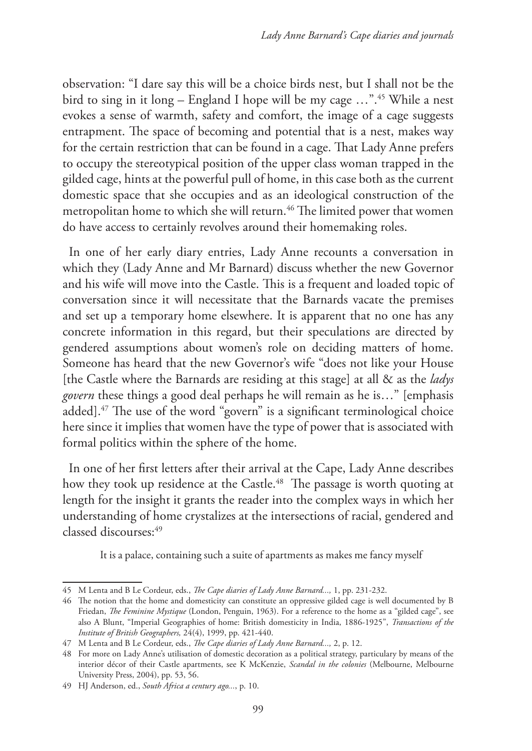observation: "I dare say this will be a choice birds nest, but I shall not be the bird to sing in it long – England I hope will be my cage …".[45] While a nest evokes a sense of warmth, safety and comfort, the image of a cage suggests entrapment. The space of becoming and potential that is a nest, makes way for the certain restriction that can be found in a cage. That Lady Anne prefers to occupy the stereotypical position of the upper class woman trapped in the gilded cage, hints at the powerful pull of home, in this case both as the current domestic space that she occupies and as an ideological construction of the metropolitan home to which she will return.[46] The limited power that women do have access to certainly revolves around their homemaking roles.

In one of her early diary entries, Lady Anne recounts a conversation in which they (Lady Anne and Mr Barnard) discuss whether the new Governor and his wife will move into the Castle. This is a frequent and loaded topic of conversation since it will necessitate that the Barnards vacate the premises and set up a temporary home elsewhere. It is apparent that no one has any concrete information in this regard, but their speculations are directed by gendered assumptions about women's role on deciding matters of home. Someone has heard that the new Governor's wife "does not like your House [the Castle where the Barnards are residing at this stage] at all & as the *ladys govern* these things a good deal perhaps he will remain as he is…" [emphasis added].[47] The use of the word "govern" is a significant terminological choice here since it implies that women have the type of power that is associated with formal politics within the sphere of the home.

In one of her first letters after their arrival at the Cape, Lady Anne describes how they took up residence at the Castle.[48] The passage is worth quoting at length for the insight it grants the reader into the complex ways in which her understanding of home crystalizes at the intersections of racial, gendered and classed discourses:[49]

> It is a palace, containing such a suite of apartments as makes me fancy myself

---

45 M Lenta and B Le Cordeur, eds., *The Cape diaries of Lady Anne Barnard...,* 1, pp. 231-232.

46 The notion that the home and domesticity can constitute an oppressive gilded cage is well documented by B Friedan, *The Feminine Mystique* (London, Penguin, 1963). For a reference to the home as a "gilded cage", see also A Blunt, "Imperial Geographies of home: British domesticity in India, 1886-1925", *Transactions of the Institute of British Geographers,* 24(4), 1999, pp. 421-440.

47 M Lenta and B Le Cordeur, eds., *The Cape diaries of Lady Anne Barnard...,* 2, p. 12.

48 For more on Lady Anne's utilisation of domestic decoration as a political strategy, particulary by means of the interior décor of their Castle apartments, see K McKenzie, *Scandal in the colonies* (Melbourne, Melbourne University Press, 2004), pp. 53, 56.

49 HJ Anderson, ed., *South Africa a century ago...*, p. 10.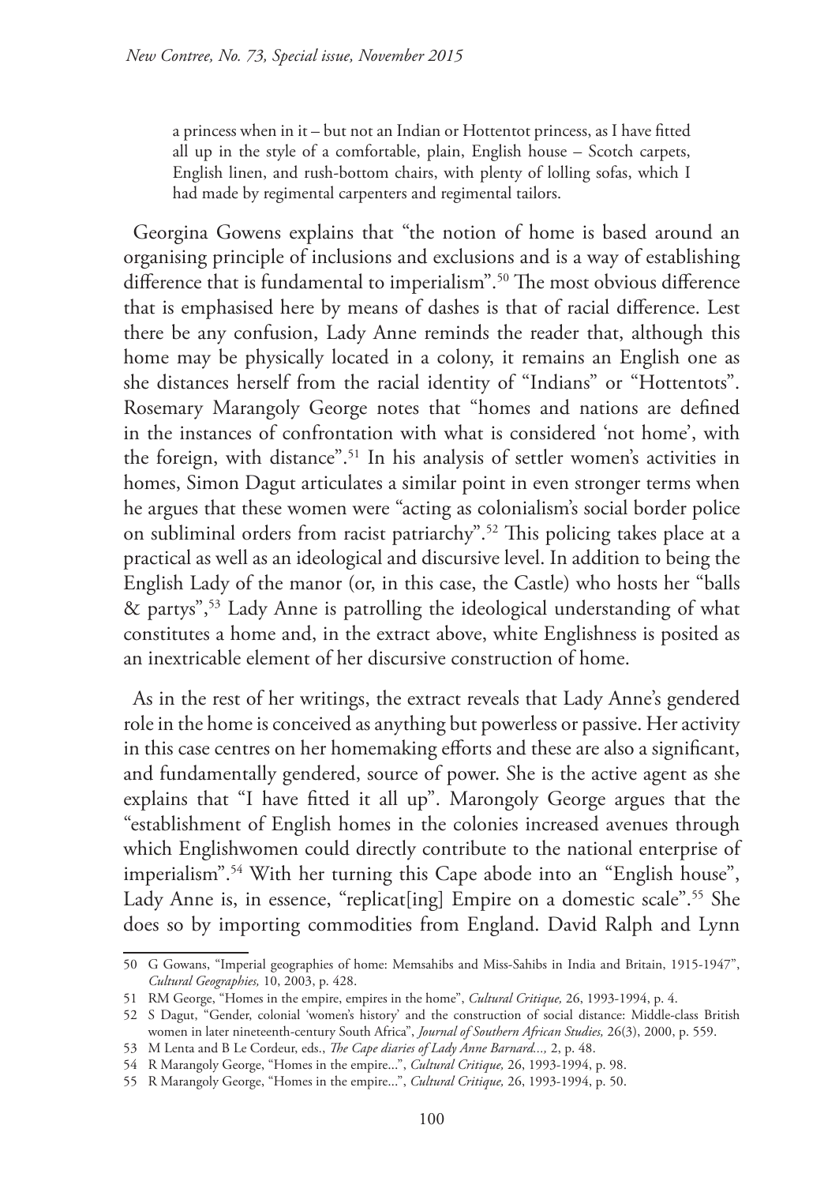> a princess when in it – but not an Indian or Hottentot princess, as I have fitted all up in the style of a comfortable, plain, English house – Scotch carpets, English linen, and rush-bottom chairs, with plenty of lolling sofas, which I had made by regimental carpenters and regimental tailors.

Georgina Gowens explains that "the notion of home is based around an organising principle of inclusions and exclusions and is a way of establishing difference that is fundamental to imperialism".[50] The most obvious difference that is emphasised here by means of dashes is that of racial difference. Lest there be any confusion, Lady Anne reminds the reader that, although this home may be physically located in a colony, it remains an English one as she distances herself from the racial identity of "Indians" or "Hottentots". Rosemary Marangoly George notes that "homes and nations are defined in the instances of confrontation with what is considered 'not home', with the foreign, with distance".[51] In his analysis of settler women's activities in homes, Simon Dagut articulates a similar point in even stronger terms when he argues that these women were "acting as colonialism's social border police on subliminal orders from racist patriarchy".[52] This policing takes place at a practical as well as an ideological and discursive level. In addition to being the English Lady of the manor (or, in this case, the Castle) who hosts her "balls & partys",[53] Lady Anne is patrolling the ideological understanding of what constitutes a home and, in the extract above, white Englishness is posited as an inextricable element of her discursive construction of home.

As in the rest of her writings, the extract reveals that Lady Anne's gendered role in the home is conceived as anything but powerless or passive. Her activity in this case centres on her homemaking efforts and these are also a significant, and fundamentally gendered, source of power. She is the active agent as she explains that "I have fitted it all up". Marongoly George argues that the "establishment of English homes in the colonies increased avenues through which Englishwomen could directly contribute to the national enterprise of imperialism".[54] With her turning this Cape abode into an "English house", Lady Anne is, in essence, "replicat[ing] Empire on a domestic scale".[55] She does so by importing commodities from England. David Ralph and Lynn

---

50 G Gowens, "Imperial geographies of home: Memsahibs and Miss-Sahibs in India and Britain, 1915-1947", *Cultural Geographies,* 10, 2003, p. 428.

51 RM George, "Homes in the empire, empires in the home", *Cultural Critique,* 26, 1993-1994, p. 4.

52 S Dagut, "Gender, colonial 'women's history' and the construction of social distance: Middle-class British women in later nineteenth-century South Africa", *Journal of Southern African Studies,* 26(3), 2000, p. 559.

53 M Lenta and B Le Cordeur, eds., *The Cape diaries of Lady Anne Barnard...,* 2, p. 48.

54 R Marangoly George, "Homes in the empire...", *Cultural Critique,* 26, 1993-1994, p. 98.

55 R Marangoly George, "Homes in the empire...", *Cultural Critique,* 26, 1993-1994, p. 50.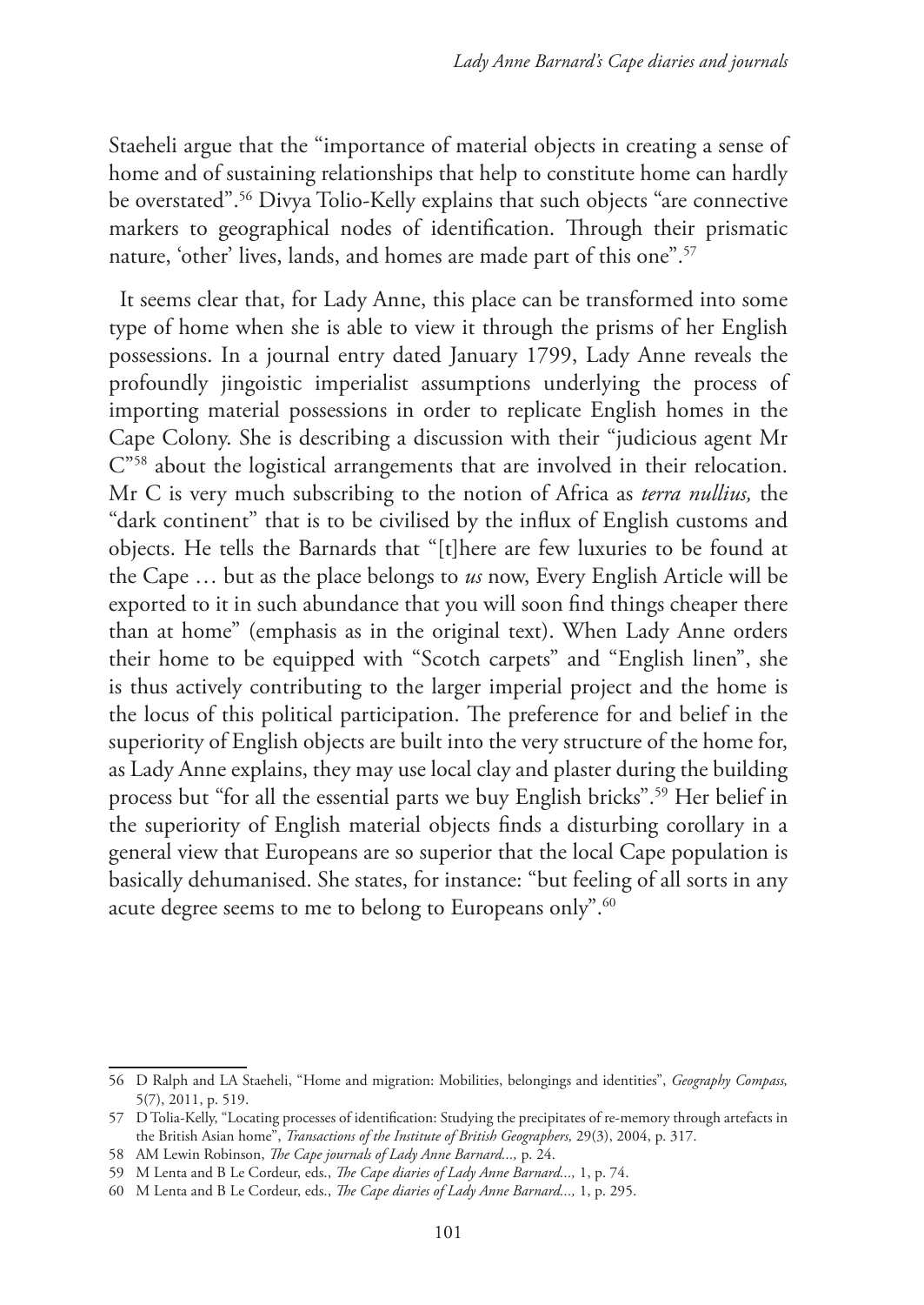Staeheli argue that the "importance of material objects in creating a sense of home and of sustaining relationships that help to constitute home can hardly be overstated".[56] Divya Tolio-Kelly explains that such objects "are connective markers to geographical nodes of identification. Through their prismatic nature, 'other' lives, lands, and homes are made part of this one".[57]

It seems clear that, for Lady Anne, this place can be transformed into some type of home when she is able to view it through the prisms of her English possessions. In a journal entry dated January 1799, Lady Anne reveals the profoundly jingoistic imperialist assumptions underlying the process of importing material possessions in order to replicate English homes in the Cape Colony. She is describing a discussion with their "judicious agent Mr C"[58] about the logistical arrangements that are involved in their relocation. Mr C is very much subscribing to the notion of Africa as *terra nullius,* the "dark continent" that is to be civilised by the influx of English customs and objects. He tells the Barnards that "[t]here are few luxuries to be found at the Cape … but as the place belongs to *us* now, Every English Article will be exported to it in such abundance that you will soon find things cheaper there than at home" (emphasis as in the original text). When Lady Anne orders their home to be equipped with "Scotch carpets" and "English linen", she is thus actively contributing to the larger imperial project and the home is the locus of this political participation. The preference for and belief in the superiority of English objects are built into the very structure of the home for, as Lady Anne explains, they may use local clay and plaster during the building process but "for all the essential parts we buy English bricks".[59] Her belief in the superiority of English material objects finds a disturbing corollary in a general view that Europeans are so superior that the local Cape population is basically dehumanised. She states, for instance: "but feeling of all sorts in any acute degree seems to me to belong to Europeans only".[60]

---

56 D Ralph and LA Staeheli, "Home and migration: Mobilities, belongings and identities", *Geography Compass,* 5(7), 2011, p. 519.

57 D Tolia-Kelly, "Locating processes of identification: Studying the precipitates of re-memory through artefacts in the British Asian home", *Transactions of the Institute of British Geographers,* 29(3), 2004, p. 317.

58 AM Lewin Robinson, *The Cape journals of Lady Anne Barnard...,* p. 24.

59 M Lenta and B Le Cordeur, eds., *The Cape diaries of Lady Anne Barnard...,* 1, p. 74.

60 M Lenta and B Le Cordeur, eds., *The Cape diaries of Lady Anne Barnard...,* 1, p. 295.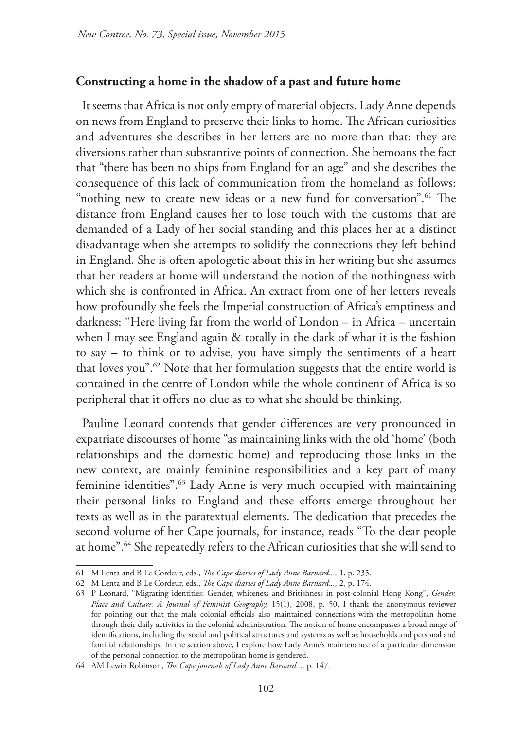## Constructing a home in the shadow of a past and future home

It seems that Africa is not only empty of material objects. Lady Anne depends on news from England to preserve their links to home. The African curiosities and adventures she describes in her letters are no more than that: they are diversions rather than substantive points of connection. She bemoans the fact that "there has been no ships from England for an age" and she describes the consequence of this lack of communication from the homeland as follows: "nothing new to create new ideas or a new fund for conversation".[61] The distance from England causes her to lose touch with the customs that are demanded of a Lady of her social standing and this places her at a distinct disadvantage when she attempts to solidify the connections they left behind in England. She is often apologetic about this in her writing but she assumes that her readers at home will understand the notion of the nothingness with which she is confronted in Africa. An extract from one of her letters reveals how profoundly she feels the Imperial construction of Africa's emptiness and darkness: "Here living far from the world of London – in Africa – uncertain when I may see England again & totally in the dark of what it is the fashion to say – to think or to advise, you have simply the sentiments of a heart that loves you".[62] Note that her formulation suggests that the entire world is contained in the centre of London while the whole continent of Africa is so peripheral that it offers no clue as to what she should be thinking.

Pauline Leonard contends that gender differences are very pronounced in expatriate discourses of home "as maintaining links with the old 'home' (both relationships and the domestic home) and reproducing those links in the new context, are mainly feminine responsibilities and a key part of many feminine identities".[63] Lady Anne is very much occupied with maintaining their personal links to England and these efforts emerge throughout her texts as well as in the paratextual elements. The dedication that precedes the second volume of her Cape journals, for instance, reads "To the dear people at home".[64] She repeatedly refers to the African curiosities that she will send to

---

61 M Lenta and B Le Cordeur, eds., *The Cape diaries of Lady Anne Barnard...,* 1, p. 235.

62 M Lenta and B Le Cordeur, eds., *The Cape diaries of Lady Anne Barnard...,* 2, p. 174.

63 P Leonard, "Migrating identities: Gender, whiteness and Britishness in post-colonial Hong Kong", *Gender, Place and Culture: A Journal of Feminist Geography,* 15(1), 2008, p. 50. I thank the anonymous reviewer for pointing out that the male colonial officials also maintained connections with the metropolitan home through their daily activities in the colonial administration. The notion of home encompasses a broad range of identifications, including the social and political structures and systems as well as households and personal and familial relationships. In the section above, I explore how Lady Anne's maintenance of a particular dimension of the personal connection to the metropolitan home is gendered.

64 AM Lewin Robinson, *The Cape journals of Lady Anne Barnard...,* p. 147.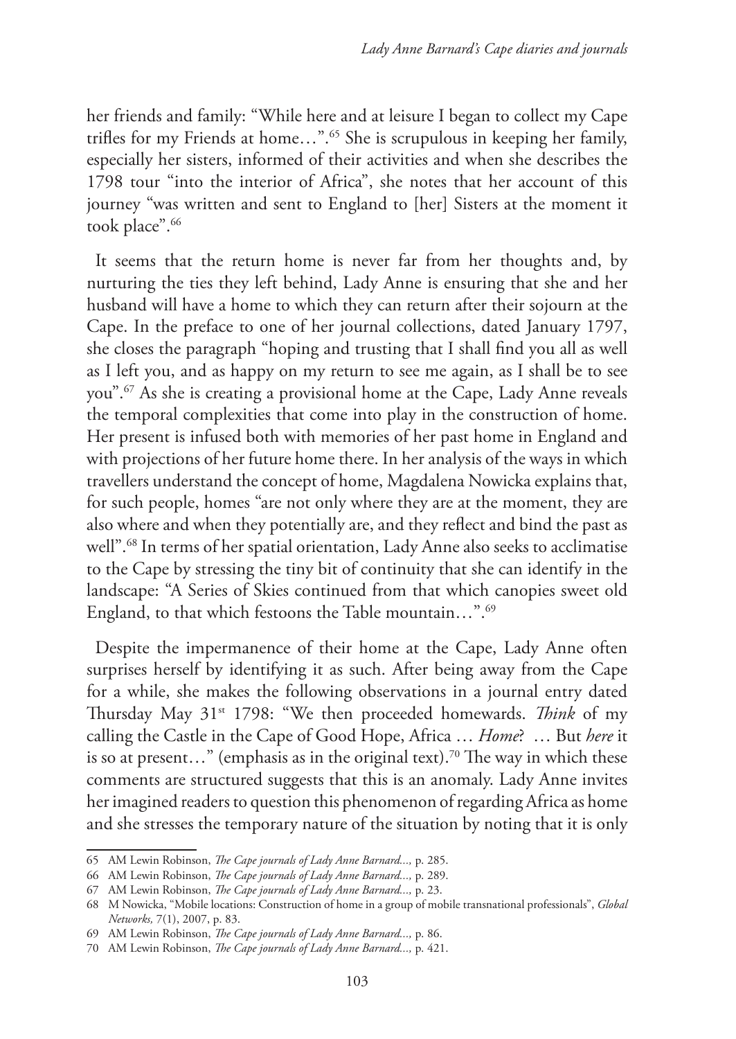her friends and family: "While here and at leisure I began to collect my Cape trifles for my Friends at home…".[65] She is scrupulous in keeping her family, especially her sisters, informed of their activities and when she describes the 1798 tour "into the interior of Africa", she notes that her account of this journey "was written and sent to England to [her] Sisters at the moment it took place".[66]

It seems that the return home is never far from her thoughts and, by nurturing the ties they left behind, Lady Anne is ensuring that she and her husband will have a home to which they can return after their sojourn at the Cape. In the preface to one of her journal collections, dated January 1797, she closes the paragraph "hoping and trusting that I shall find you all as well as I left you, and as happy on my return to see me again, as I shall be to see you".[67] As she is creating a provisional home at the Cape, Lady Anne reveals the temporal complexities that come into play in the construction of home. Her present is infused both with memories of her past home in England and with projections of her future home there. In her analysis of the ways in which travellers understand the concept of home, Magdalena Nowicka explains that, for such people, homes "are not only where they are at the moment, they are also where and when they potentially are, and they reflect and bind the past as well".[68] In terms of her spatial orientation, Lady Anne also seeks to acclimatise to the Cape by stressing the tiny bit of continuity that she can identify in the landscape: "A Series of Skies continued from that which canopies sweet old England, to that which festoons the Table mountain…".[69]

Despite the impermanence of their home at the Cape, Lady Anne often surprises herself by identifying it as such. After being away from the Cape for a while, she makes the following observations in a journal entry dated Thursday May 31st 1798: "We then proceeded homewards. *Think* of my calling the Castle in the Cape of Good Hope, Africa … *Home*? … But *here* it is so at present…" (emphasis as in the original text).[70] The way in which these comments are structured suggests that this is an anomaly. Lady Anne invites her imagined readers to question this phenomenon of regarding Africa as home and she stresses the temporary nature of the situation by noting that it is only

---

65 AM Lewin Robinson, *The Cape journals of Lady Anne Barnard...,* p. 285.

66 AM Lewin Robinson, *The Cape journals of Lady Anne Barnard...,* p. 289.

67 AM Lewin Robinson, *The Cape journals of Lady Anne Barnard...,* p. 23.

68 M Nowicka, "Mobile locations: Construction of home in a group of mobile transnational professionals", *Global Networks,* 7(1), 2007, p. 83.

69 AM Lewin Robinson, *The Cape journals of Lady Anne Barnard...,* p. 86.

70 AM Lewin Robinson, *The Cape journals of Lady Anne Barnard...,* p. 421.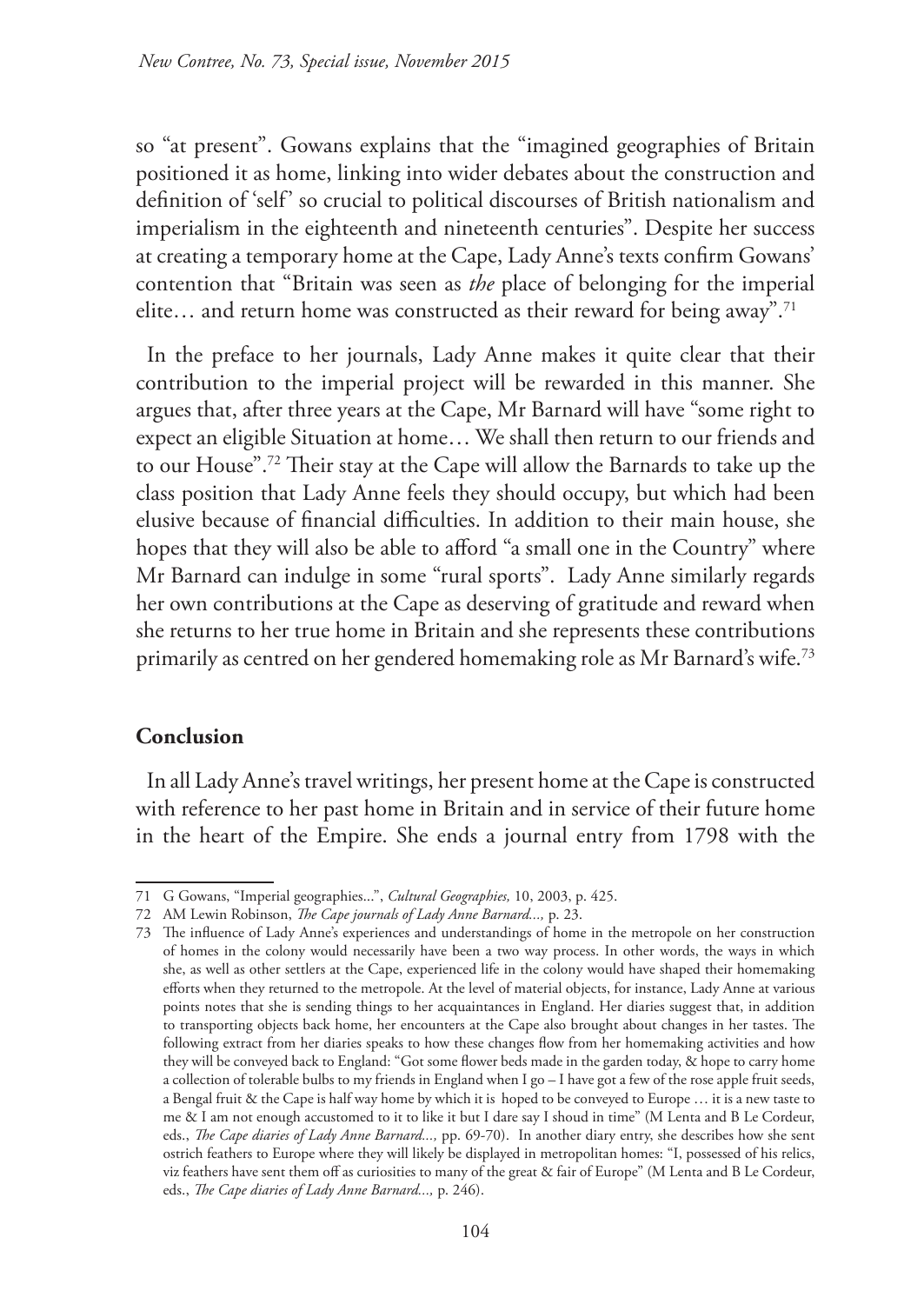so "at present". Gowans explains that the "imagined geographies of Britain positioned it as home, linking into wider debates about the construction and definition of 'self' so crucial to political discourses of British nationalism and imperialism in the eighteenth and nineteenth centuries". Despite her success at creating a temporary home at the Cape, Lady Anne's texts confirm Gowans' contention that "Britain was seen as *the* place of belonging for the imperial elite… and return home was constructed as their reward for being away".[71]

In the preface to her journals, Lady Anne makes it quite clear that their contribution to the imperial project will be rewarded in this manner. She argues that, after three years at the Cape, Mr Barnard will have "some right to expect an eligible Situation at home… We shall then return to our friends and to our House".[72] Their stay at the Cape will allow the Barnards to take up the class position that Lady Anne feels they should occupy, but which had been elusive because of financial difficulties. In addition to their main house, she hopes that they will also be able to afford "a small one in the Country" where Mr Barnard can indulge in some "rural sports". Lady Anne similarly regards her own contributions at the Cape as deserving of gratitude and reward when she returns to her true home in Britain and she represents these contributions primarily as centred on her gendered homemaking role as Mr Barnard's wife.[73]

## Conclusion

In all Lady Anne's travel writings, her present home at the Cape is constructed with reference to her past home in Britain and in service of their future home in the heart of the Empire. She ends a journal entry from 1798 with the

---

71 G Gowans, "Imperial geographies...", *Cultural Geographies,* 10, 2003, p. 425.

72 AM Lewin Robinson, *The Cape journals of Lady Anne Barnard...,* p. 23.

73 The influence of Lady Anne's experiences and understandings of home in the metropole on her construction of homes in the colony would necessarily have been a two way process. In other words, the ways in which she, as well as other settlers at the Cape, experienced life in the colony would have shaped their homemaking efforts when they returned to the metropole. At the level of material objects, for instance, Lady Anne at various points notes that she is sending things to her acquaintances in England. Her diaries suggest that, in addition to transporting objects back home, her encounters at the Cape also brought about changes in her tastes. The following extract from her diaries speaks to how these changes flow from her homemaking activities and how they will be conveyed back to England: "Got some flower beds made in the garden today, & hope to carry home a collection of tolerable bulbs to my friends in England when I go – I have got a few of the rose apple fruit seeds, a Bengal fruit & the Cape is half way home by which it is hoped to be conveyed to Europe … it is a new taste to me & I am not enough accustomed to it to like it but I dare say I shoud in time" (M Lenta and B Le Cordeur, eds., *The Cape diaries of Lady Anne Barnard...,* pp. 69-70). In another diary entry, she describes how she sent ostrich feathers to Europe where they will likely be displayed in metropolitan homes: "I, possessed of his relics, viz feathers have sent them off as curiosities to many of the great & fair of Europe" (M Lenta and B Le Cordeur, eds., *The Cape diaries of Lady Anne Barnard...,* p. 246).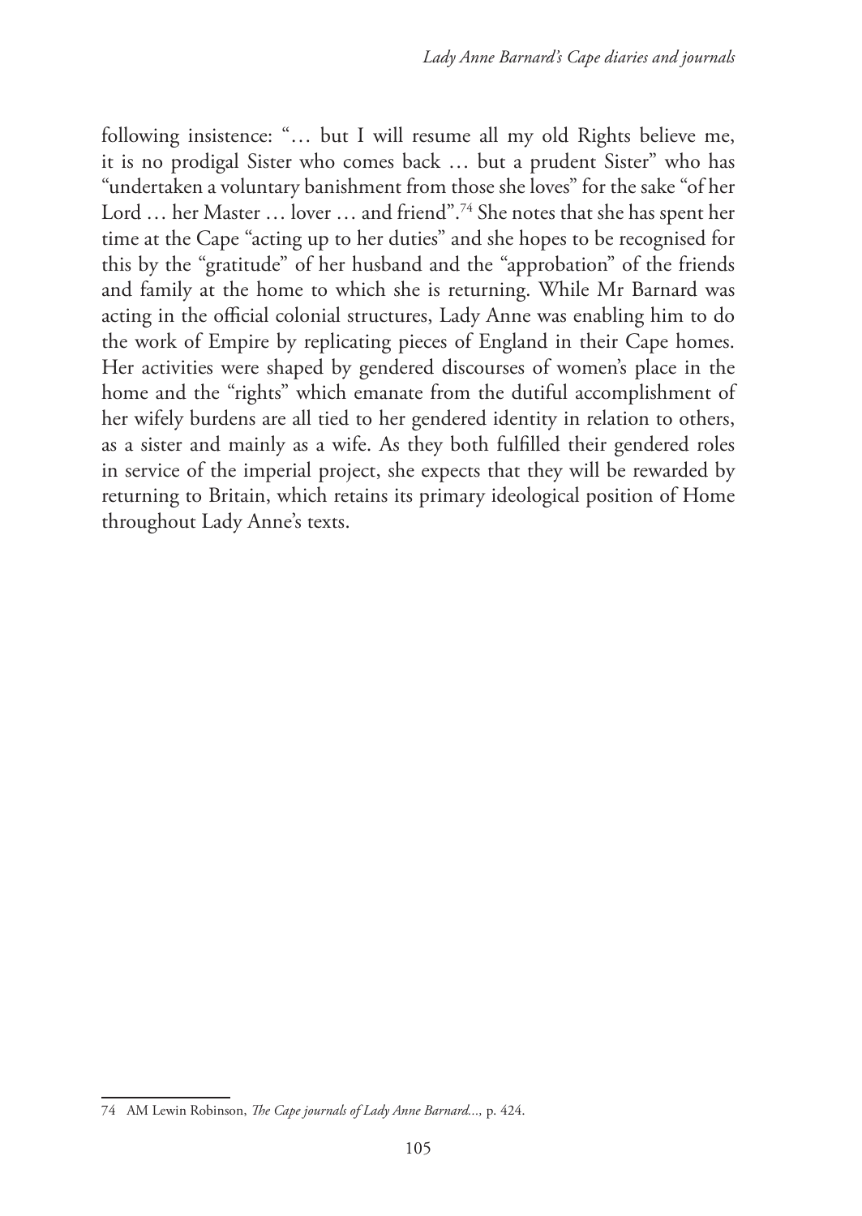following insistence: "… but I will resume all my old Rights believe me, it is no prodigal Sister who comes back … but a prudent Sister" who has "undertaken a voluntary banishment from those she loves" for the sake "of her Lord … her Master … lover … and friend".[74] She notes that she has spent her time at the Cape "acting up to her duties" and she hopes to be recognised for this by the "gratitude" of her husband and the "approbation" of the friends and family at the home to which she is returning. While Mr Barnard was acting in the official colonial structures, Lady Anne was enabling him to do the work of Empire by replicating pieces of England in their Cape homes. Her activities were shaped by gendered discourses of women's place in the home and the "rights" which emanate from the dutiful accomplishment of her wifely burdens are all tied to her gendered identity in relation to others, as a sister and mainly as a wife. As they both fulfilled their gendered roles in service of the imperial project, she expects that they will be rewarded by returning to Britain, which retains its primary ideological position of Home throughout Lady Anne's texts.

---

74 AM Lewin Robinson, *The Cape journals of Lady Anne Barnard...,* p. 424.